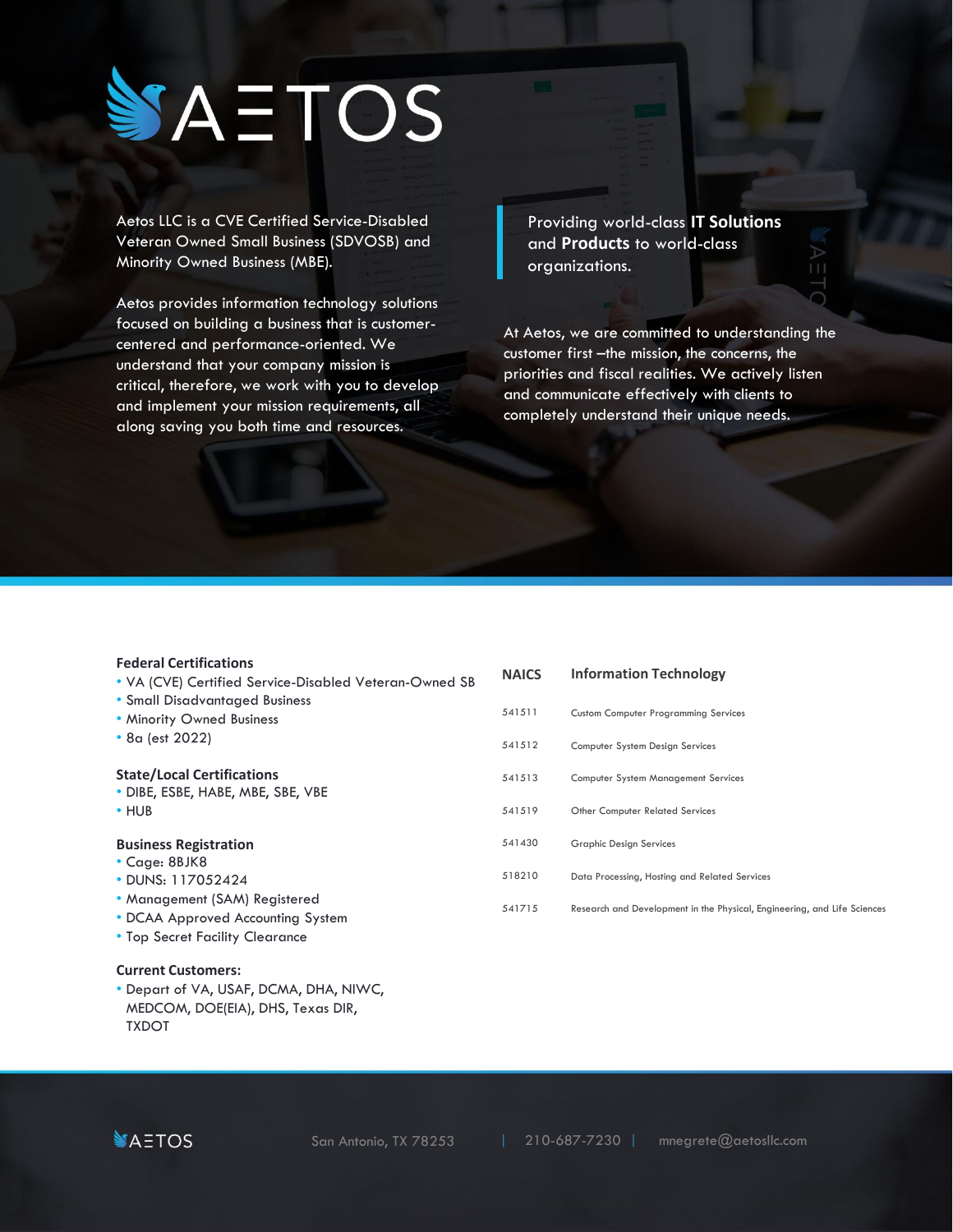# AETOS

Aetos LLC is a CVE Certified Service-Disabled Veteran Owned Small Business (SDVOSB) and Minority Owned Business (MBE).

Aetos provides information technology solutions focused on building a business that is customer-centered and performance-oriented. We understand that your company mission is critical, therefore, we work with you to develop and implement your mission requirements, all along saving you both time and resources.

Providing world-class **IT Solutions** and **Products** to world-class organizations.

At Aetos, we are committed to understanding the customer first –the mission, the concerns, the priorities and fiscal realities. We actively listen and communicate effectively with clients to completely understand their unique needs.

### Federal Certifications

- VA (CVE) Certified Service-Disabled Veteran-Owned SB
- Small Disadvantaged Business
- Minority Owned Business
- 8a (est 2022)

### State/Local Certifications

- DIBE, ESBE, HABE, MBE, SBE, VBE
- HUB

### Business Registration

- Cage: 8BJK8
- DUNS: 117052424
- Management (SAM) Registered
- DCAA Approved Accounting System
- Top Secret Facility Clearance

### Current Customers:

- Depart of VA, USAF, DCMA, DHA, NIWC, MEDCOM, DOE(EIA), DHS, Texas DIR, TXDOT

| NAICS | Information Technology |
|---|---|
| 541511 | Custom Computer Programming Services |
| 541512 | Computer System Design Services |
| 541513 | Computer System Management Services |
| 541519 | Other Computer Related Services |
| 541430 | Graphic Design Services |
| 518210 | Data Processing, Hosting and Related Services |
| 541715 | Research and Development in the Physical, Engineering, and Life Sciences |

AETOS | San Antonio, TX 78253 | 210-687-7230 | mnegrete@aetosllc.com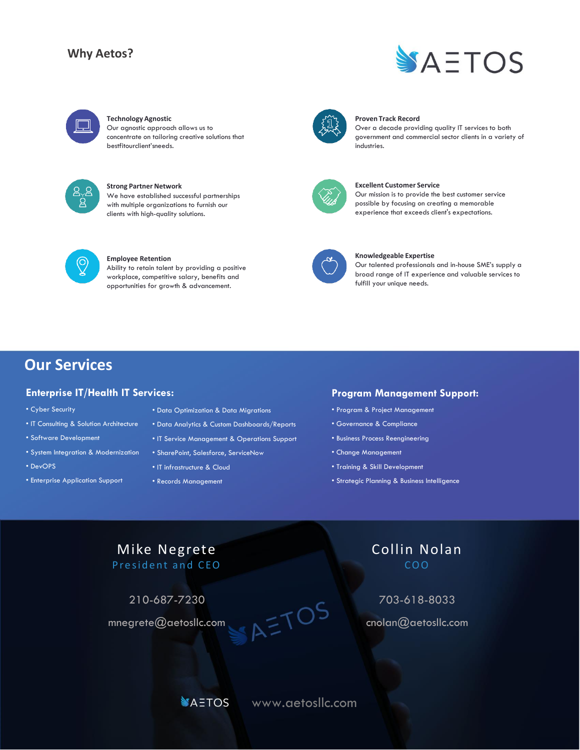## Why Aetos?

AΞTOS

**Technology Agnostic**
Our agnostic approach allows us to concentrate on tailoring creative solutions that bestfitourclient'sneeds.

**Proven Track Record**
Over a decade providing quality IT services to both government and commercial sector clients in a variety of industries.

**Strong Partner Network**
We have established successful partnerships with multiple organizations to furnish our clients with high-quality solutions.

**Excellent Customer Service**
Our mission is to provide the best customer service possible by focusing on creating a memorable experience that exceeds client's expectations.

**Employee Retention**
Ability to retain talent by providing a positive workplace, competitive salary, benefits and opportunities for growth & advancement.

**Knowledgeable Expertise**
Our talented professionals and in-house SME's supply a broad range of IT experience and valuable services to fulfill your unique needs.

# Our Services

### Enterprise IT/Health IT Services:

- Cyber Security
- IT Consulting & Solution Architecture
- Software Development
- System Integration & Modernization
- DevOPS
- Enterprise Application Support
- Data Optimization & Data Migrations
- Data Analytics & Custom Dashboards/Reports
- IT Service Management & Operations Support
- SharePoint, Salesforce, ServiceNow
- IT infrastructure & Cloud
- Records Management

### Program Management Support:

- Program & Project Management
- Governance & Compliance
- Business Process Reengineering
- Change Management
- Training & Skill Development
- Strategic Planning & Business Intelligence

**Mike Negrete**
President and CEO

210-687-7230

mnegrete@aetosllc.com

**Collin Nolan**
COO

703-618-8033

cnolan@aetosllc.com

AΞTOS www.aetosllc.com